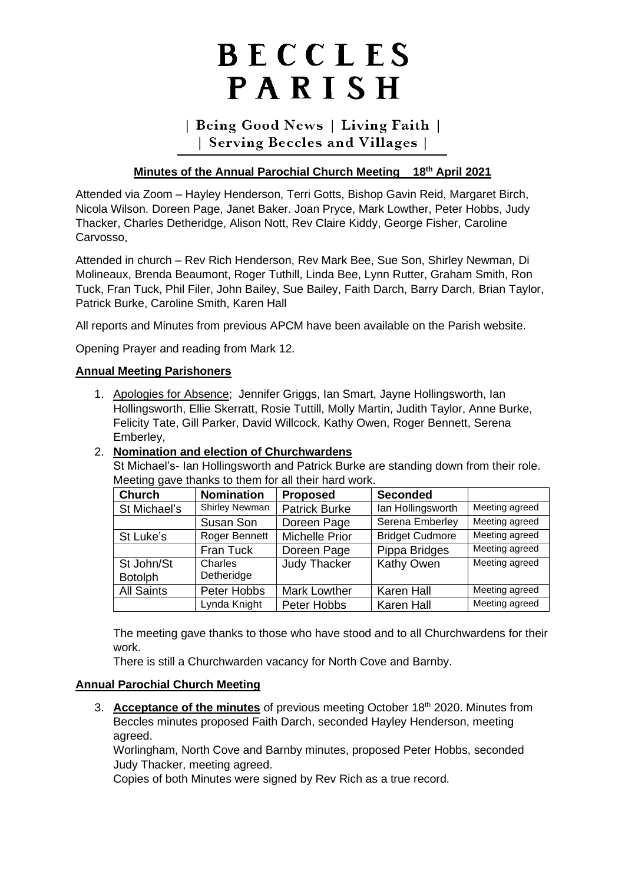# BECCLES PARISH

| Being Good News | Living Faith |
| Serving Beccles and Villages |

**Minutes of the Annual Parochial Church Meeting 18th April 2021**

Attended via Zoom – Hayley Henderson, Terri Gotts, Bishop Gavin Reid, Margaret Birch, Nicola Wilson. Doreen Page, Janet Baker. Joan Pryce, Mark Lowther, Peter Hobbs, Judy Thacker, Charles Detheridge, Alison Nott, Rev Claire Kiddy, George Fisher, Caroline Carvosso,

Attended in church – Rev Rich Henderson, Rev Mark Bee, Sue Son, Shirley Newman, Di Molineaux, Brenda Beaumont, Roger Tuthill, Linda Bee, Lynn Rutter, Graham Smith, Ron Tuck, Fran Tuck, Phil Filer, John Bailey, Sue Bailey, Faith Darch, Barry Darch, Brian Taylor, Patrick Burke, Caroline Smith, Karen Hall

All reports and Minutes from previous APCM have been available on the Parish website.

Opening Prayer and reading from Mark 12.

**Annual Meeting Parishoners**

1. Apologies for Absence; Jennifer Griggs, Ian Smart, Jayne Hollingsworth, Ian Hollingsworth, Ellie Skerratt, Rosie Tuttill, Molly Martin, Judith Taylor, Anne Burke, Felicity Tate, Gill Parker, David Willcock, Kathy Owen, Roger Bennett, Serena Emberley,

2. **Nomination and election of Churchwardens**

   St Michael's- Ian Hollingsworth and Patrick Burke are standing down from their role. Meeting gave thanks to them for all their hard work.

| Church | Nomination | Proposed | Seconded | |
|---|---|---|---|---|
| St Michael's | Shirley Newman | Patrick Burke | Ian Hollingsworth | Meeting agreed |
| | Susan Son | Doreen Page | Serena Emberley | Meeting agreed |
| St Luke's | Roger Bennett | Michelle Prior | Bridget Cudmore | Meeting agreed |
| | Fran Tuck | Doreen Page | Pippa Bridges | Meeting agreed |
| St John/St Botolph | Charles Detheridge | Judy Thacker | Kathy Owen | Meeting agreed |
| All Saints | Peter Hobbs | Mark Lowther | Karen Hall | Meeting agreed |
| | Lynda Knight | Peter Hobbs | Karen Hall | Meeting agreed |

   The meeting gave thanks to those who have stood and to all Churchwardens for their work.

   There is still a Churchwarden vacancy for North Cove and Barnby.

**Annual Parochial Church Meeting**

3. **Acceptance of the minutes** of previous meeting October 18th 2020. Minutes from Beccles minutes proposed Faith Darch, seconded Hayley Henderson, meeting agreed.

   Worlingham, North Cove and Barnby minutes, proposed Peter Hobbs, seconded Judy Thacker, meeting agreed.

   Copies of both Minutes were signed by Rev Rich as a true record.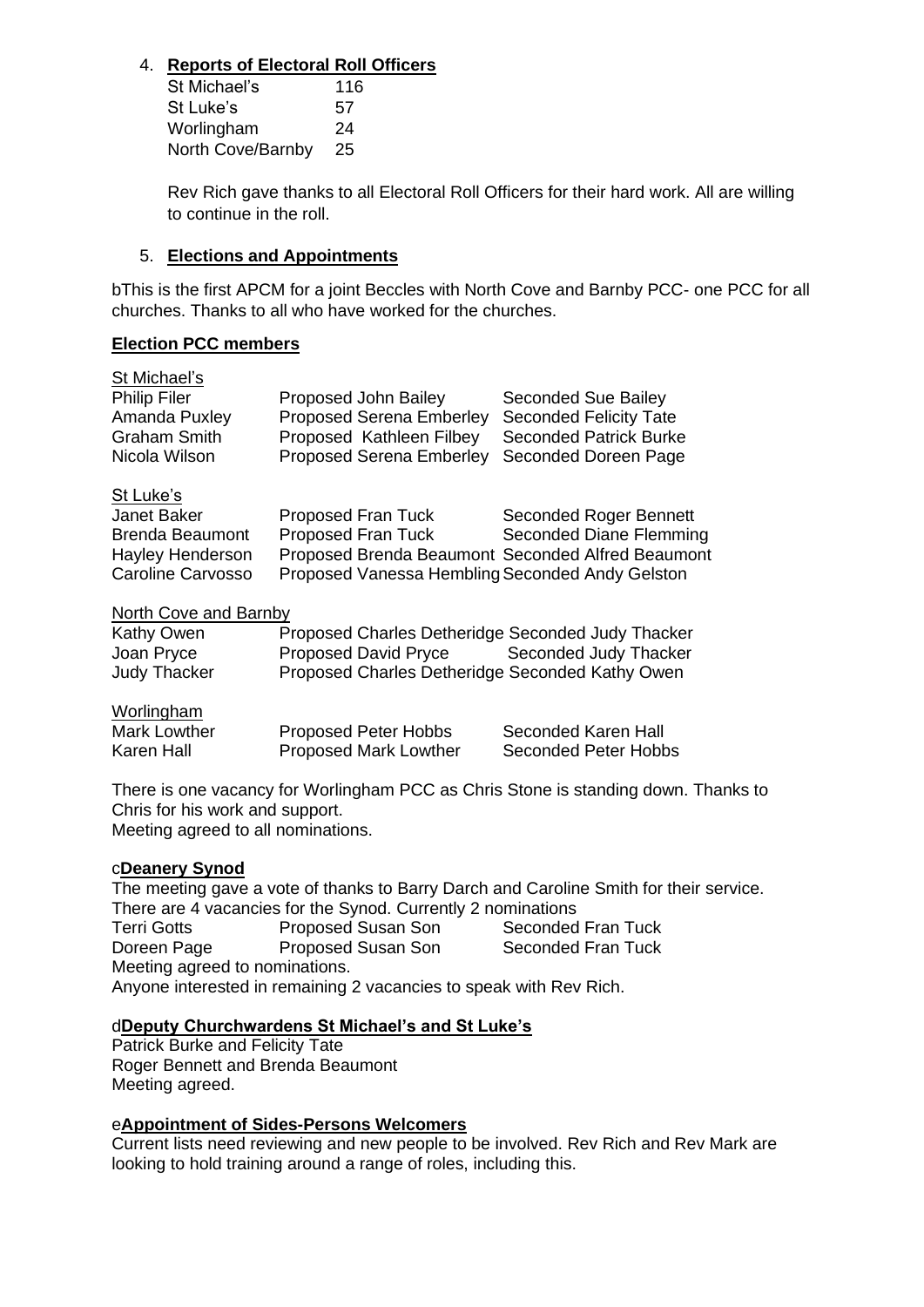4. **Reports of Electoral Roll Officers**

| | |
|---|---|
| St Michael's | 116 |
| St Luke's | 57 |
| Worlingham | 24 |
| North Cove/Barnby | 25 |

Rev Rich gave thanks to all Electoral Roll Officers for their hard work. All are willing to continue in the roll.

5. **Elections and Appointments**

bThis is the first APCM for a joint Beccles with North Cove and Barnby PCC- one PCC for all churches. Thanks to all who have worked for the churches.

**Election PCC members**

St Michael's

| | | |
|---|---|---|
| Philip Filer | Proposed John Bailey | Seconded Sue Bailey |
| Amanda Puxley | Proposed Serena Emberley | Seconded Felicity Tate |
| Graham Smith | Proposed Kathleen Filbey | Seconded Patrick Burke |
| Nicola Wilson | Proposed Serena Emberley | Seconded Doreen Page |

St Luke's

| | | |
|---|---|---|
| Janet Baker | Proposed Fran Tuck | Seconded Roger Bennett |
| Brenda Beaumont | Proposed Fran Tuck | Seconded Diane Flemming |
| Hayley Henderson | Proposed Brenda Beaumont | Seconded Alfred Beaumont |
| Caroline Carvosso | Proposed Vanessa Hembling | Seconded Andy Gelston |

North Cove and Barnby

| | | |
|---|---|---|
| Kathy Owen | Proposed Charles Detheridge | Seconded Judy Thacker |
| Joan Pryce | Proposed David Pryce | Seconded Judy Thacker |
| Judy Thacker | Proposed Charles Detheridge | Seconded Kathy Owen |

Worlingham

| | | |
|---|---|---|
| Mark Lowther | Proposed Peter Hobbs | Seconded Karen Hall |
| Karen Hall | Proposed Mark Lowther | Seconded Peter Hobbs |

There is one vacancy for Worlingham PCC as Chris Stone is standing down. Thanks to Chris for his work and support.
Meeting agreed to all nominations.

c**Deanery Synod**

The meeting gave a vote of thanks to Barry Darch and Caroline Smith for their service.
There are 4 vacancies for the Synod. Currently 2 nominations

| | | |
|---|---|---|
| Terri Gotts | Proposed Susan Son | Seconded Fran Tuck |
| Doreen Page | Proposed Susan Son | Seconded Fran Tuck |

Meeting agreed to nominations.
Anyone interested in remaining 2 vacancies to speak with Rev Rich.

d**Deputy Churchwardens St Michael's and St Luke's**

Patrick Burke and Felicity Tate
Roger Bennett and Brenda Beaumont
Meeting agreed.

e**Appointment of Sides-Persons Welcomers**

Current lists need reviewing and new people to be involved. Rev Rich and Rev Mark are looking to hold training around a range of roles, including this.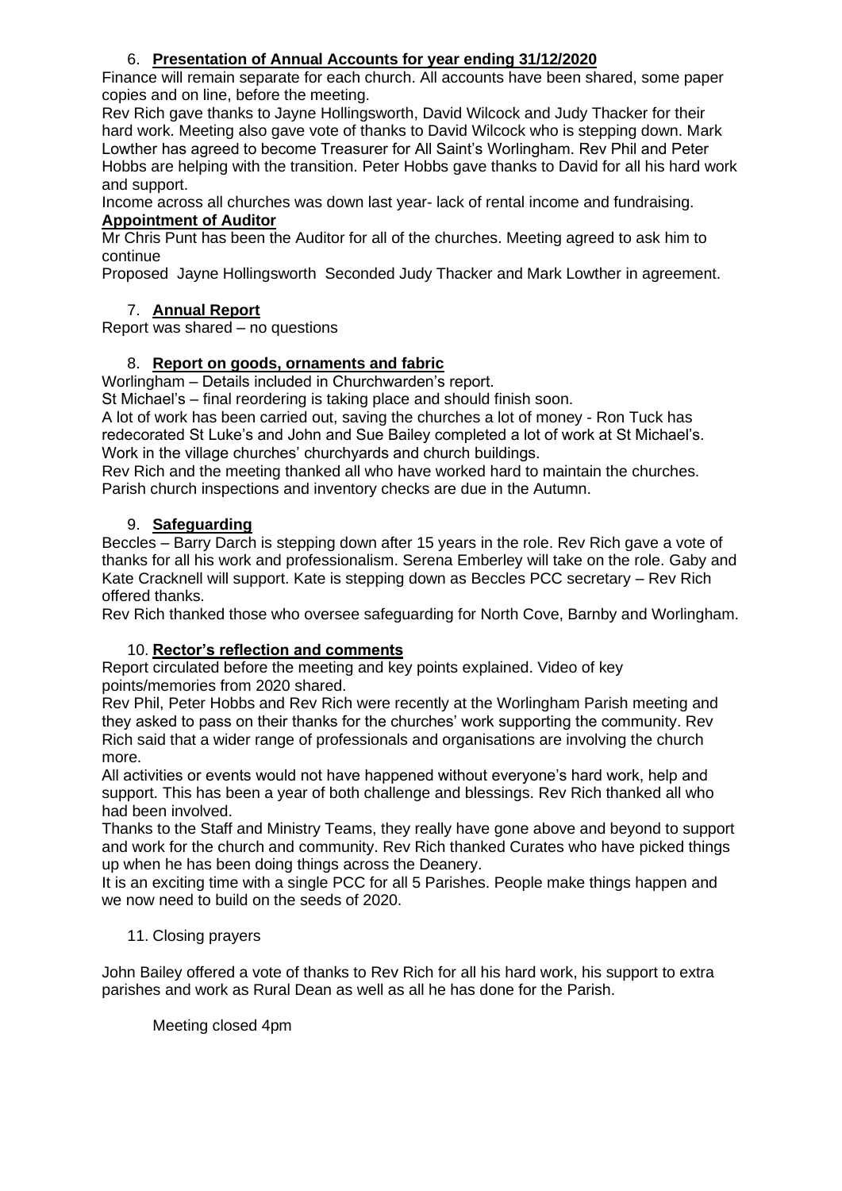6. **Presentation of Annual Accounts for year ending 31/12/2020**

Finance will remain separate for each church. All accounts have been shared, some paper copies and on line, before the meeting.

Rev Rich gave thanks to Jayne Hollingsworth, David Wilcock and Judy Thacker for their hard work. Meeting also gave vote of thanks to David Wilcock who is stepping down. Mark Lowther has agreed to become Treasurer for All Saint's Worlingham. Rev Phil and Peter Hobbs are helping with the transition. Peter Hobbs gave thanks to David for all his hard work and support.

Income across all churches was down last year- lack of rental income and fundraising.

**Appointment of Auditor**

Mr Chris Punt has been the Auditor for all of the churches. Meeting agreed to ask him to continue

Proposed Jayne Hollingsworth Seconded Judy Thacker and Mark Lowther in agreement.

7. **Annual Report**

Report was shared – no questions

8. **Report on goods, ornaments and fabric**

Worlingham – Details included in Churchwarden's report.

St Michael's – final reordering is taking place and should finish soon.

A lot of work has been carried out, saving the churches a lot of money - Ron Tuck has redecorated St Luke's and John and Sue Bailey completed a lot of work at St Michael's. Work in the village churches' churchyards and church buildings.

Rev Rich and the meeting thanked all who have worked hard to maintain the churches. Parish church inspections and inventory checks are due in the Autumn.

9. **Safeguarding**

Beccles – Barry Darch is stepping down after 15 years in the role. Rev Rich gave a vote of thanks for all his work and professionalism. Serena Emberley will take on the role. Gaby and Kate Cracknell will support. Kate is stepping down as Beccles PCC secretary – Rev Rich offered thanks.

Rev Rich thanked those who oversee safeguarding for North Cove, Barnby and Worlingham.

10. **Rector's reflection and comments**

Report circulated before the meeting and key points explained. Video of key points/memories from 2020 shared.

Rev Phil, Peter Hobbs and Rev Rich were recently at the Worlingham Parish meeting and they asked to pass on their thanks for the churches' work supporting the community. Rev Rich said that a wider range of professionals and organisations are involving the church more.

All activities or events would not have happened without everyone's hard work, help and support. This has been a year of both challenge and blessings. Rev Rich thanked all who had been involved.

Thanks to the Staff and Ministry Teams, they really have gone above and beyond to support and work for the church and community. Rev Rich thanked Curates who have picked things up when he has been doing things across the Deanery.

It is an exciting time with a single PCC for all 5 Parishes. People make things happen and we now need to build on the seeds of 2020.

11. Closing prayers

John Bailey offered a vote of thanks to Rev Rich for all his hard work, his support to extra parishes and work as Rural Dean as well as all he has done for the Parish.

Meeting closed 4pm